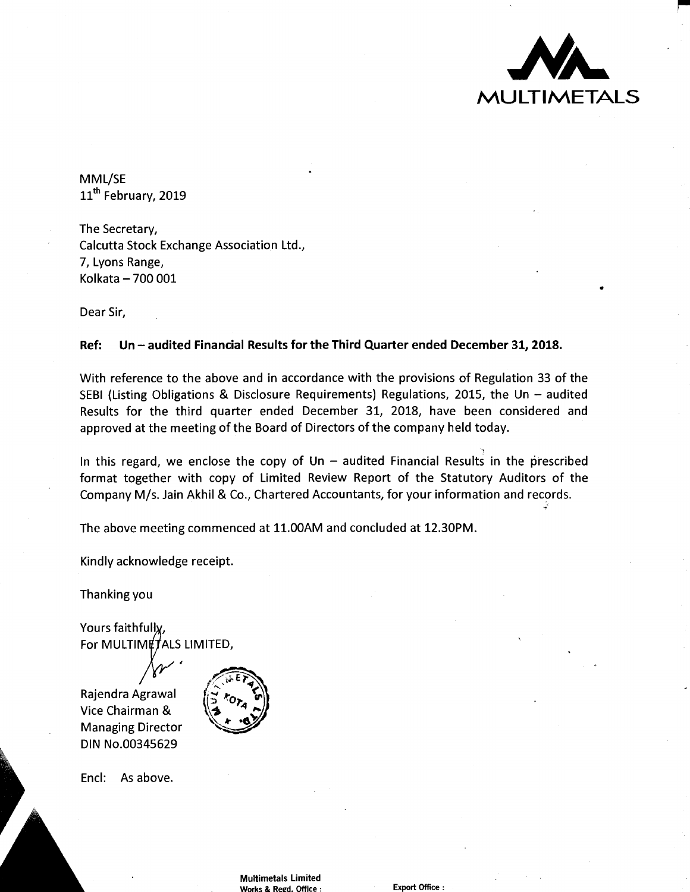MULTIMETALS

MML/SE
11th February, 2019

The Secretary,
Calcutta Stock Exchange Association Ltd.,
7, Lyons Range,
Kolkata – 700 001

Dear Sir,

**Ref: Un – audited Financial Results for the Third Quarter ended December 31, 2018.**

With reference to the above and in accordance with the provisions of Regulation 33 of the SEBI (Listing Obligations & Disclosure Requirements) Regulations, 2015, the Un – audited Results for the third quarter ended December 31, 2018, have been considered and approved at the meeting of the Board of Directors of the company held today.

In this regard, we enclose the copy of Un – audited Financial Results in the prescribed format together with copy of Limited Review Report of the Statutory Auditors of the Company M/s. Jain Akhil & Co., Chartered Accountants, for your information and records.

The above meeting commenced at 11.00AM and concluded at 12.30PM.

Kindly acknowledge receipt.

Thanking you

Yours faithfully,
For MULTIMETALS LIMITED,

Rajendra Agrawal
Vice Chairman &
Managing Director
DIN No.00345629

Encl: As above.

Multimetals Limited
Works & Regd. Office :

Export Office :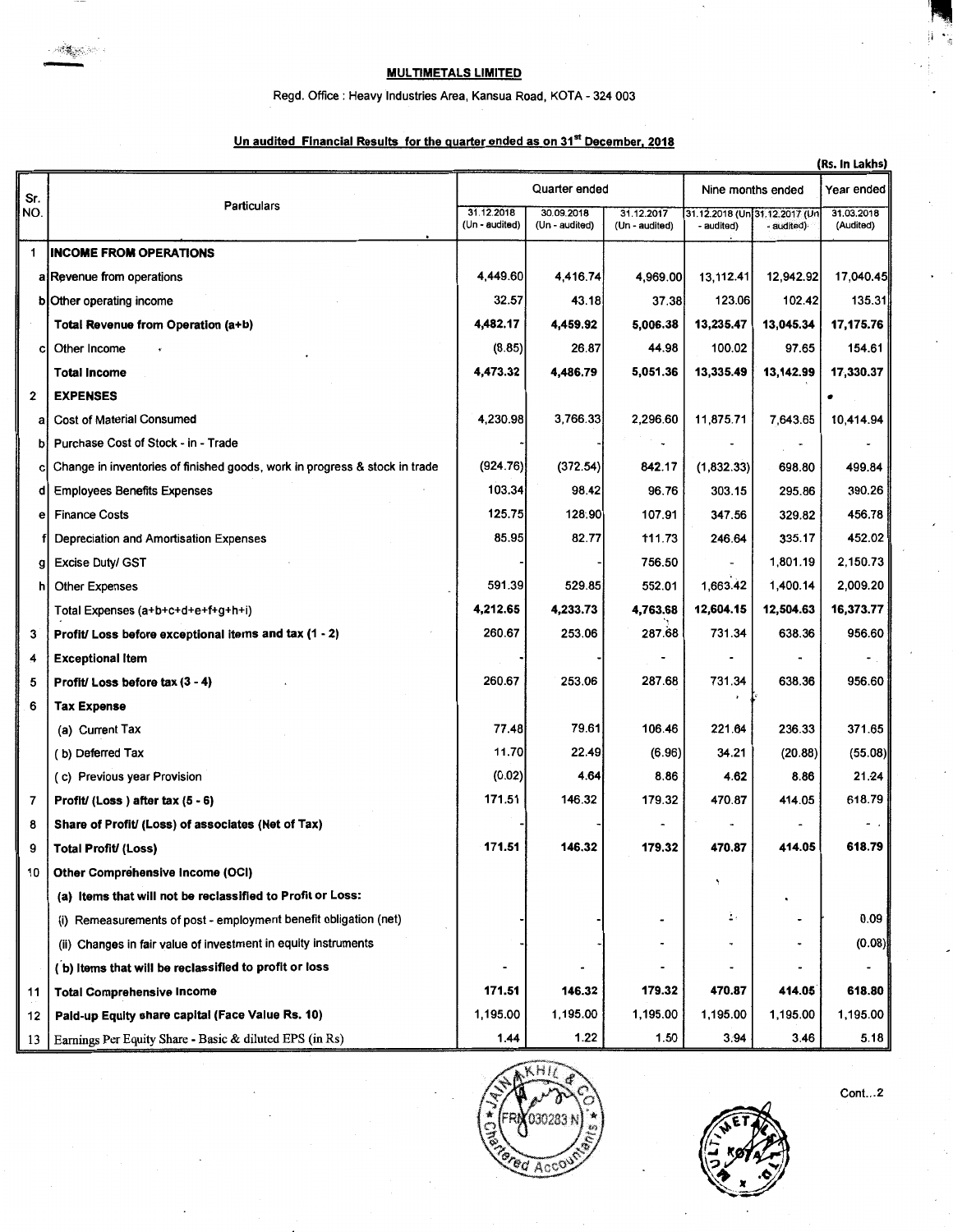**MULTIMETALS LIMITED**

Regd. Office : Heavy Industries Area, Kansua Road, KOTA - 324 003

**Un audited Financial Results for the quarter ended as on 31st December, 2018**

(Rs. In Lakhs)

| Sr. NO. | | Particulars | Quarter ended | | | Nine months ended | | Year ended |
|---|---|---|---|---|---|---|---|---|
| | | | 31.12.2018 (Un - audited) | 30.09.2018 (Un - audited) | 31.12.2017 (Un - audited) | 31.12.2018 (Un - audited) | 31.12.2017 (Un - audited) | 31.03.2018 (Audited) |
| 1 | | **INCOME FROM OPERATIONS** | | | | | | |
| | a | Revenue from operations | 4,449.60 | 4,416.74 | 4,969.00 | 13,112.41 | 12,942.92 | 17,040.45 |
| | b | Other operating income | 32.57 | 43.18 | 37.38 | 123.06 | 102.42 | 135.31 |
| | | **Total Revenue from Operation (a+b)** | **4,482.17** | **4,459.92** | **5,006.38** | **13,235.47** | **13,045.34** | **17,175.76** |
| | c | Other Income | (8.85) | 26.87 | 44.98 | 100.02 | 97.65 | 154.61 |
| | | **Total Income** | **4,473.32** | **4,486.79** | **5,051.36** | **13,335.49** | **13,142.99** | **17,330.37** |
| 2 | | **EXPENSES** | | | | | | |
| | a | Cost of Material Consumed | 4,230.98 | 3,766.33 | 2,296.60 | 11,875.71 | 7,643.65 | 10,414.94 |
| | b | Purchase Cost of Stock - in - Trade | - | - | - | - | - | - |
| | c | Change in inventories of finished goods, work in progress & stock in trade | (924.76) | (372.54) | 842.17 | (1,832.33) | 698.80 | 499.84 |
| | d | Employees Benefits Expenses | 103.34 | 98.42 | 96.76 | 303.15 | 295.86 | 390.26 |
| | e | Finance Costs | 125.75 | 128.90 | 107.91 | 347.56 | 329.82 | 456.78 |
| | f | Depreciation and Amortisation Expenses | 85.95 | 82.77 | 111.73 | 246.64 | 335.17 | 452.02 |
| | g | Excise Duty/ GST | - | - | 756.50 | - | 1,801.19 | 2,150.73 |
| | h | Other Expenses | 591.39 | 529.85 | 552.01 | 1,663.42 | 1,400.14 | 2,009.20 |
| | | Total Expenses (a+b+c+d+e+f+g+h+i) | **4,212.65** | **4,233.73** | **4,763.68** | **12,604.15** | **12,504.63** | **16,373.77** |
| 3 | | **Profit/ Loss before exceptional items and tax (1 - 2)** | 260.67 | 253.06 | 287.68 | 731.34 | 638.36 | 956.60 |
| 4 | | **Exceptional Item** | - | - | - | - | - | - |
| 5 | | **Profit/ Loss before tax (3 - 4)** | 260.67 | 253.06 | 287.68 | 731.34 | 638.36 | 956.60 |
| 6 | | **Tax Expense** | | | | | | |
| | | (a) Current Tax | 77.48 | 79.61 | 106.46 | 221.64 | 236.33 | 371.65 |
| | | ( b) Deferred Tax | 11.70 | 22.49 | (6.96) | 34.21 | (20.88) | (55.08) |
| | | ( c) Previous year Provision | (0.02) | 4.64 | 8.86 | 4.62 | 8.86 | 21.24 |
| 7 | | **Profit/ (Loss ) after tax (5 - 6)** | 171.51 | 146.32 | 179.32 | 470.87 | 414.05 | 618.79 |
| 8 | | **Share of Profit/ (Loss) of associates (Net of Tax)** | - | - | - | - | - | - |
| 9 | | **Total Profit/ (Loss)** | **171.51** | **146.32** | **179.32** | **470.87** | **414.05** | **618.79** |
| 10 | | **Other Comprehensive Income (OCI)** | | | | | | |
| | | **(a) Items that will not be reclassified to Profit or Loss:** | | | | | | |
| | | (i) Remeasurements of post - employment benefit obligation (net) | - | - | - | - | - | 0.09 |
| | | (ii) Changes in fair value of investment in equity instruments | - | - | - | - | - | (0.08) |
| | | **( b) Items that will be reclassified to profit or loss** | - | - | - | - | - | - |
| 11 | | **Total Comprehensive Income** | **171.51** | **146.32** | **179.32** | **470.87** | **414.05** | **618.80** |
| 12 | | **Paid-up Equity share capital (Face Value Rs. 10)** | 1,195.00 | 1,195.00 | 1,195.00 | 1,195.00 | 1,195.00 | 1,195.00 |
| 13 | | Earnings Per Equity Share - Basic & diluted EPS (in Rs) | 1.44 | 1.22 | 1.50 | 3.94 | 3.46 | 5.18 |

Cont...2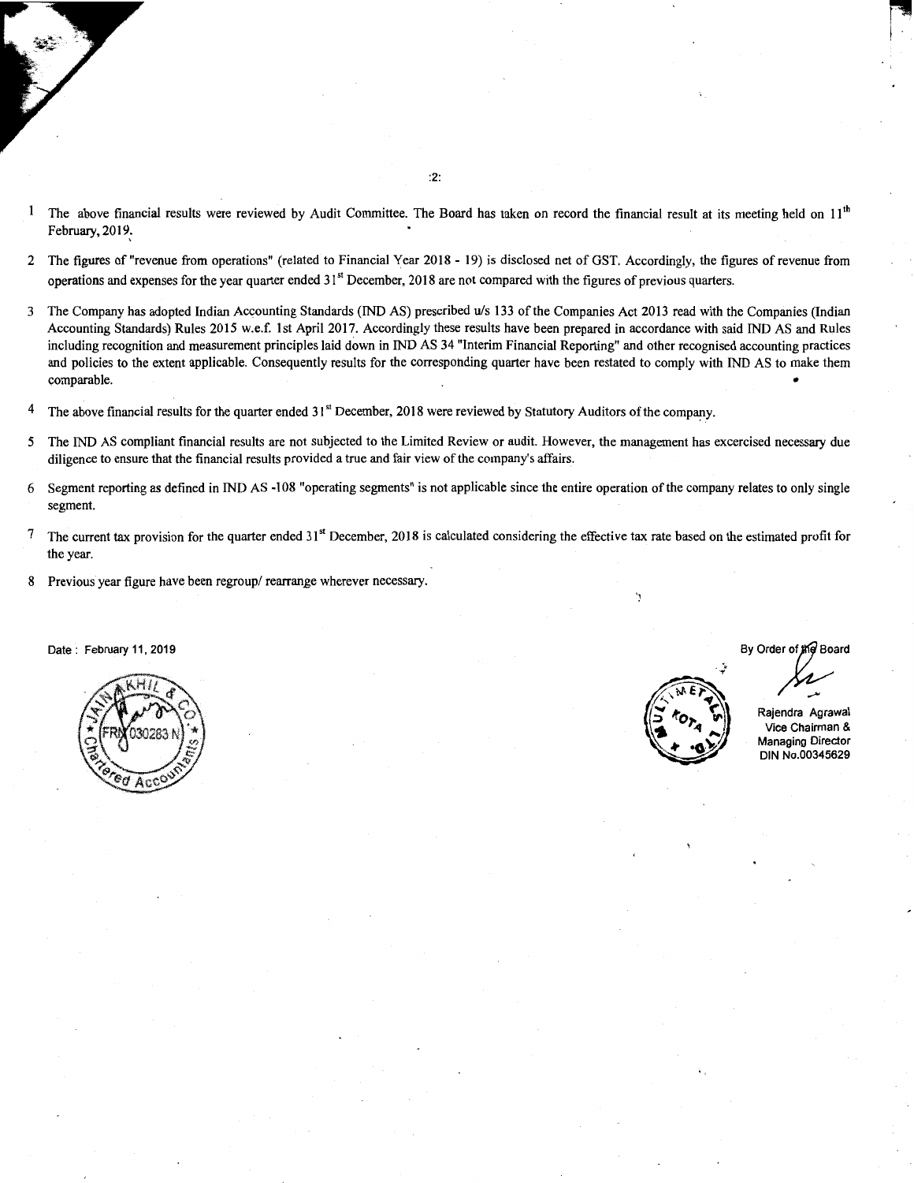1. The above financial results were reviewed by Audit Committee. The Board has taken on record the financial result at its meeting held on 11th February, 2019.

2. The figures of "revenue from operations" (related to Financial Year 2018 - 19) is disclosed net of GST. Accordingly, the figures of revenue from operations and expenses for the year quarter ended 31st December, 2018 are not compared with the figures of previous quarters.

3. The Company has adopted Indian Accounting Standards (IND AS) prescribed u/s 133 of the Companies Act 2013 read with the Companies (Indian Accounting Standards) Rules 2015 w.e.f. 1st April 2017. Accordingly these results have been prepared in accordance with said IND AS and Rules including recognition and measurement principles laid down in IND AS 34 "Interim Financial Reporting" and other recognised accounting practices and policies to the extent applicable. Consequently results for the corresponding quarter have been restated to comply with IND AS to make them comparable.

4. The above financial results for the quarter ended 31st December, 2018 were reviewed by Statutory Auditors of the company.

5. The IND AS compliant financial results are not subjected to the Limited Review or audit. However, the management has excercised necessary due diligence to ensure that the financial results provided a true and fair view of the company's affairs.

6. Segment reporting as defined in IND AS -108 "operating segments" is not applicable since the entire operation of the company relates to only single segment.

7. The current tax provision for the quarter ended 31st December, 2018 is calculated considering the effective tax rate based on the estimated profit for the year.

8. Previous year figure have been regroup/ rearrange wherever necessary.

Date : February 11, 2019

By Order of the Board

Rajendra Agrawal
Vice Chairman &
Managing Director
DIN No.00345629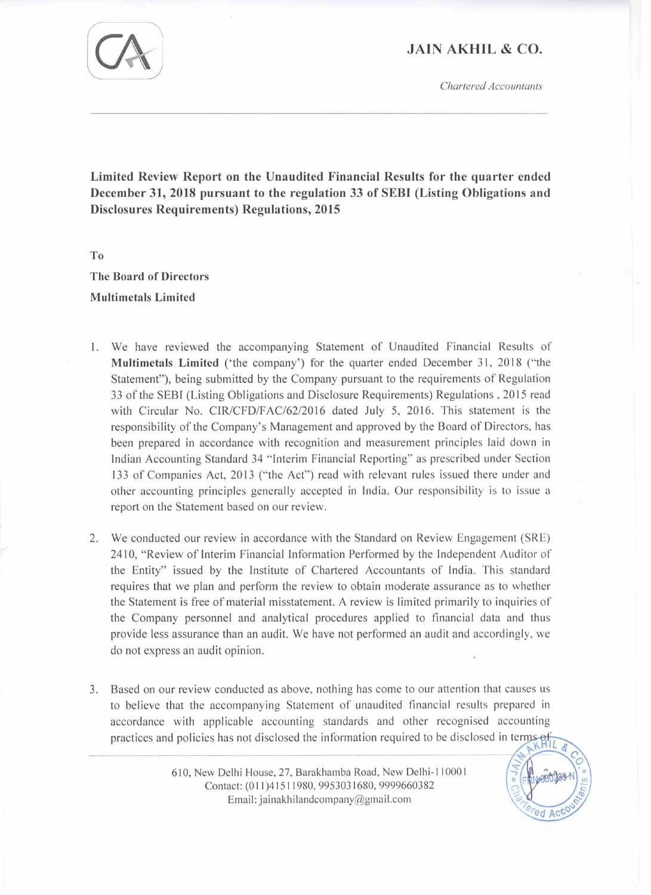**JAIN AKHIL & CO.**

*Chartered Accountants*

---

**Limited Review Report on the Unaudited Financial Results for the quarter ended December 31, 2018 pursuant to the regulation 33 of SEBI (Listing Obligations and Disclosures Requirements) Regulations, 2015**

**To**

**The Board of Directors**

**Multimetals Limited**

1. We have reviewed the accompanying Statement of Unaudited Financial Results of **Multimetals Limited** ('the company') for the quarter ended December 31, 2018 ("the Statement"), being submitted by the Company pursuant to the requirements of Regulation 33 of the SEBI (Listing Obligations and Disclosure Requirements) Regulations , 2015 read with Circular No. CIR/CFD/FAC/62/2016 dated July 5, 2016. This statement is the responsibility of the Company's Management and approved by the Board of Directors, has been prepared in accordance with recognition and measurement principles laid down in Indian Accounting Standard 34 "Interim Financial Reporting" as prescribed under Section 133 of Companies Act, 2013 ("the Act") read with relevant rules issued there under and other accounting principles generally accepted in India. Our responsibility is to issue a report on the Statement based on our review.

2. We conducted our review in accordance with the Standard on Review Engagement (SRE) 2410, "Review of Interim Financial Information Performed by the Independent Auditor of the Entity" issued by the Institute of Chartered Accountants of India. This standard requires that we plan and perform the review to obtain moderate assurance as to whether the Statement is free of material misstatement. A review is limited primarily to inquiries of the Company personnel and analytical procedures applied to financial data and thus provide less assurance than an audit. We have not performed an audit and accordingly, we do not express an audit opinion.

3. Based on our review conducted as above, nothing has come to our attention that causes us to believe that the accompanying Statement of unaudited financial results prepared in accordance with applicable accounting standards and other recognised accounting practices and policies has not disclosed the information required to be disclosed in terms of

610, New Delhi House, 27, Barakhamba Road, New Delhi-110001
Contact: (011)41511980, 9953031680, 9999660382
Email: jainakhilandcompany@gmail.com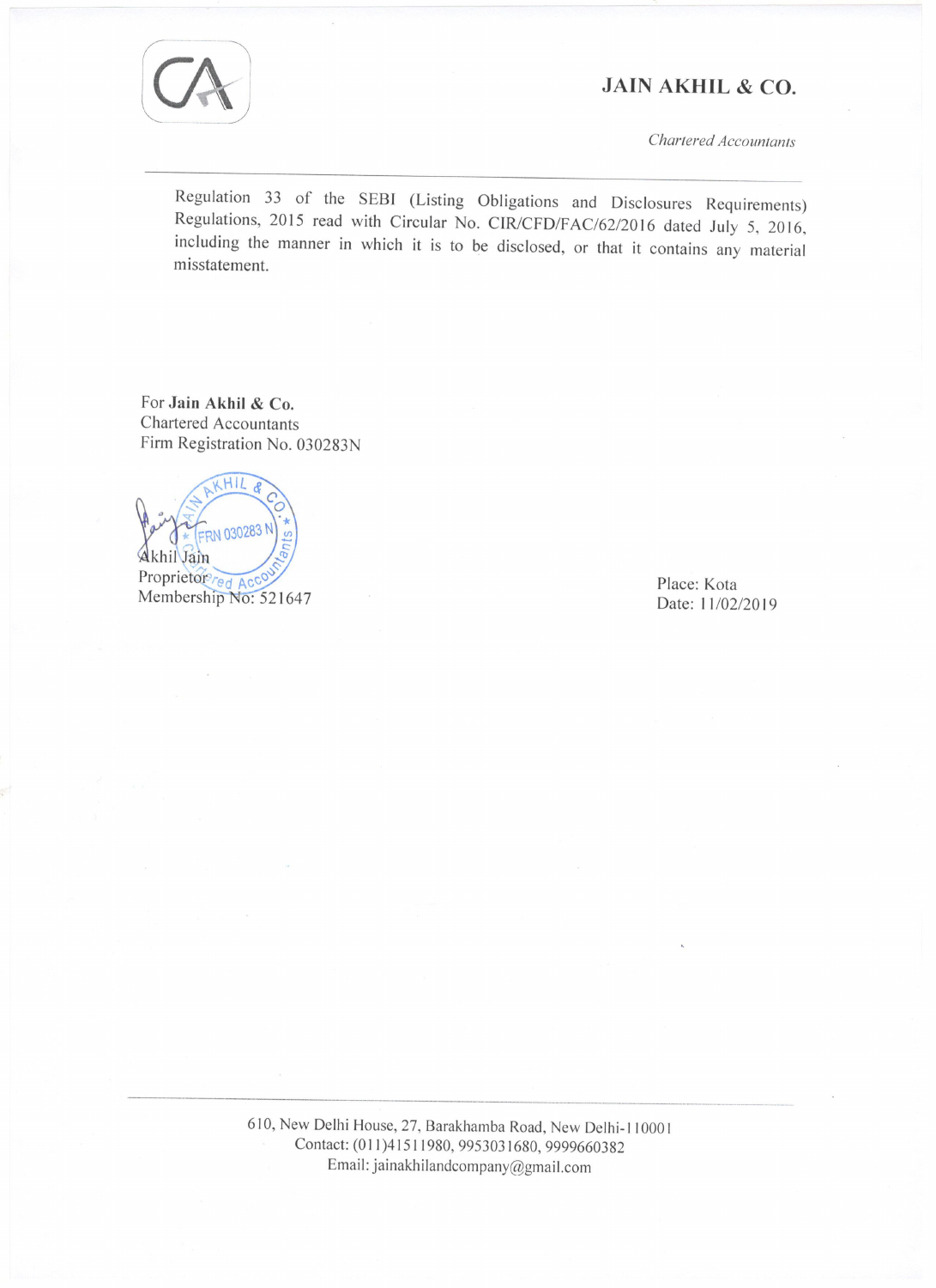Regulation 33 of the SEBI (Listing Obligations and Disclosures Requirements) Regulations, 2015 read with Circular No. CIR/CFD/FAC/62/2016 dated July 5, 2016, including the manner in which it is to be disclosed, or that it contains any material misstatement.

For **Jain Akhil & Co.**
Chartered Accountants
Firm Registration No. 030283N

Akhil Jain
Proprietor
Membership No: 521647

Place: Kota
Date: 11/02/2019